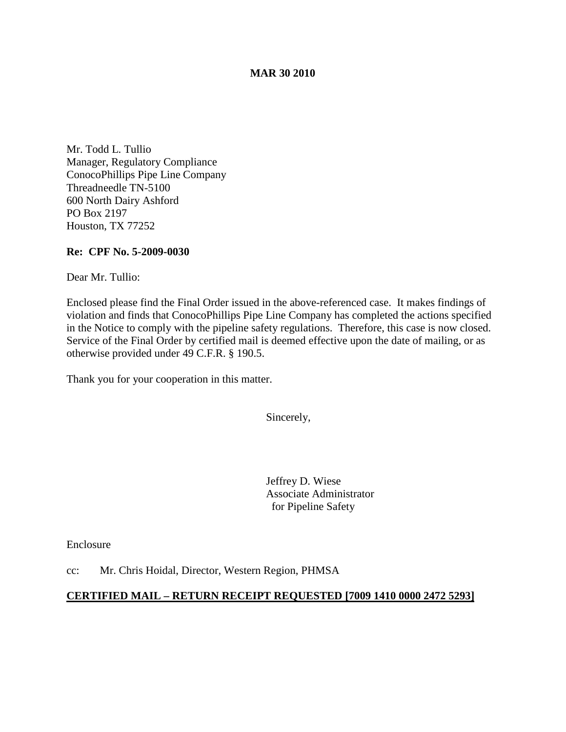**MAR 30 2010**

Mr. Todd L. Tullio
Manager, Regulatory Compliance
ConocoPhillips Pipe Line Company
Threadneedle TN-5100
600 North Dairy Ashford
PO Box 2197
Houston, TX 77252

**Re: CPF No. 5-2009-0030**

Dear Mr. Tullio:

Enclosed please find the Final Order issued in the above-referenced case. It makes findings of violation and finds that ConocoPhillips Pipe Line Company has completed the actions specified in the Notice to comply with the pipeline safety regulations. Therefore, this case is now closed. Service of the Final Order by certified mail is deemed effective upon the date of mailing, or as otherwise provided under 49 C.F.R. § 190.5.

Thank you for your cooperation in this matter.

Sincerely,

Jeffrey D. Wiese
Associate Administrator
for Pipeline Safety

Enclosure

cc: Mr. Chris Hoidal, Director, Western Region, PHMSA

**CERTIFIED MAIL – RETURN RECEIPT REQUESTED [7009 1410 0000 2472 5293]**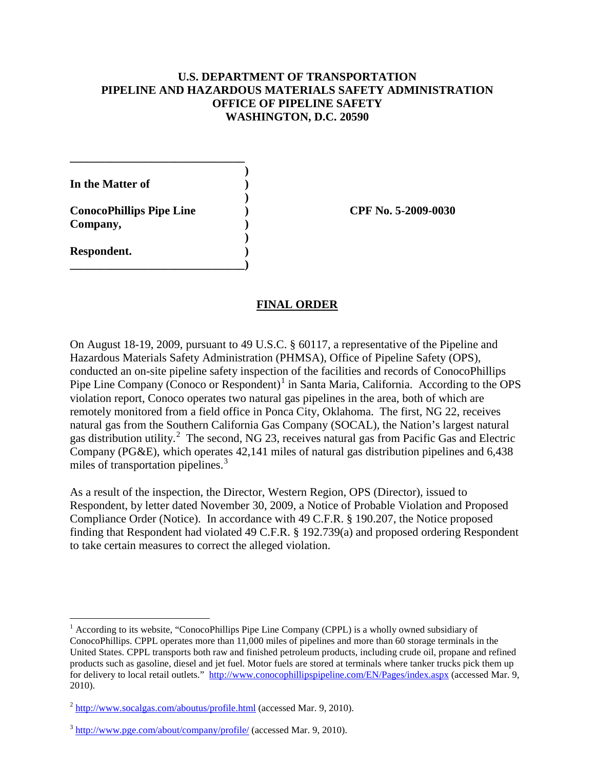**U.S. DEPARTMENT OF TRANSPORTATION**
**PIPELINE AND HAZARDOUS MATERIALS SAFETY ADMINISTRATION**
**OFFICE OF PIPELINE SAFETY**
**WASHINGTON, D.C. 20590**

| | | |
|---|---|---|
| **In the Matter of** | ) | |
| | ) | |
| **ConocoPhillips Pipe Line Company,** | ) | **CPF No. 5-2009-0030** |
| | ) | |
| **Respondent.** | ) | |

## FINAL ORDER

On August 18-19, 2009, pursuant to 49 U.S.C. § 60117, a representative of the Pipeline and Hazardous Materials Safety Administration (PHMSA), Office of Pipeline Safety (OPS), conducted an on-site pipeline safety inspection of the facilities and records of ConocoPhillips Pipe Line Company (Conoco or Respondent)[1] in Santa Maria, California. According to the OPS violation report, Conoco operates two natural gas pipelines in the area, both of which are remotely monitored from a field office in Ponca City, Oklahoma. The first, NG 22, receives natural gas from the Southern California Gas Company (SOCAL), the Nation's largest natural gas distribution utility.[2] The second, NG 23, receives natural gas from Pacific Gas and Electric Company (PG&E), which operates 42,141 miles of natural gas distribution pipelines and 6,438 miles of transportation pipelines.[3]

As a result of the inspection, the Director, Western Region, OPS (Director), issued to Respondent, by letter dated November 30, 2009, a Notice of Probable Violation and Proposed Compliance Order (Notice). In accordance with 49 C.F.R. § 190.207, the Notice proposed finding that Respondent had violated 49 C.F.R. § 192.739(a) and proposed ordering Respondent to take certain measures to correct the alleged violation.

---

[1] According to its website, "ConocoPhillips Pipe Line Company (CPPL) is a wholly owned subsidiary of ConocoPhillips. CPPL operates more than 11,000 miles of pipelines and more than 60 storage terminals in the United States. CPPL transports both raw and finished petroleum products, including crude oil, propane and refined products such as gasoline, diesel and jet fuel. Motor fuels are stored at terminals where tanker trucks pick them up for delivery to local retail outlets." http://www.conocophillipspipeline.com/EN/Pages/index.aspx (accessed Mar. 9, 2010).

[2] http://www.socalgas.com/aboutus/profile.html (accessed Mar. 9, 2010).

[3] http://www.pge.com/about/company/profile/ (accessed Mar. 9, 2010).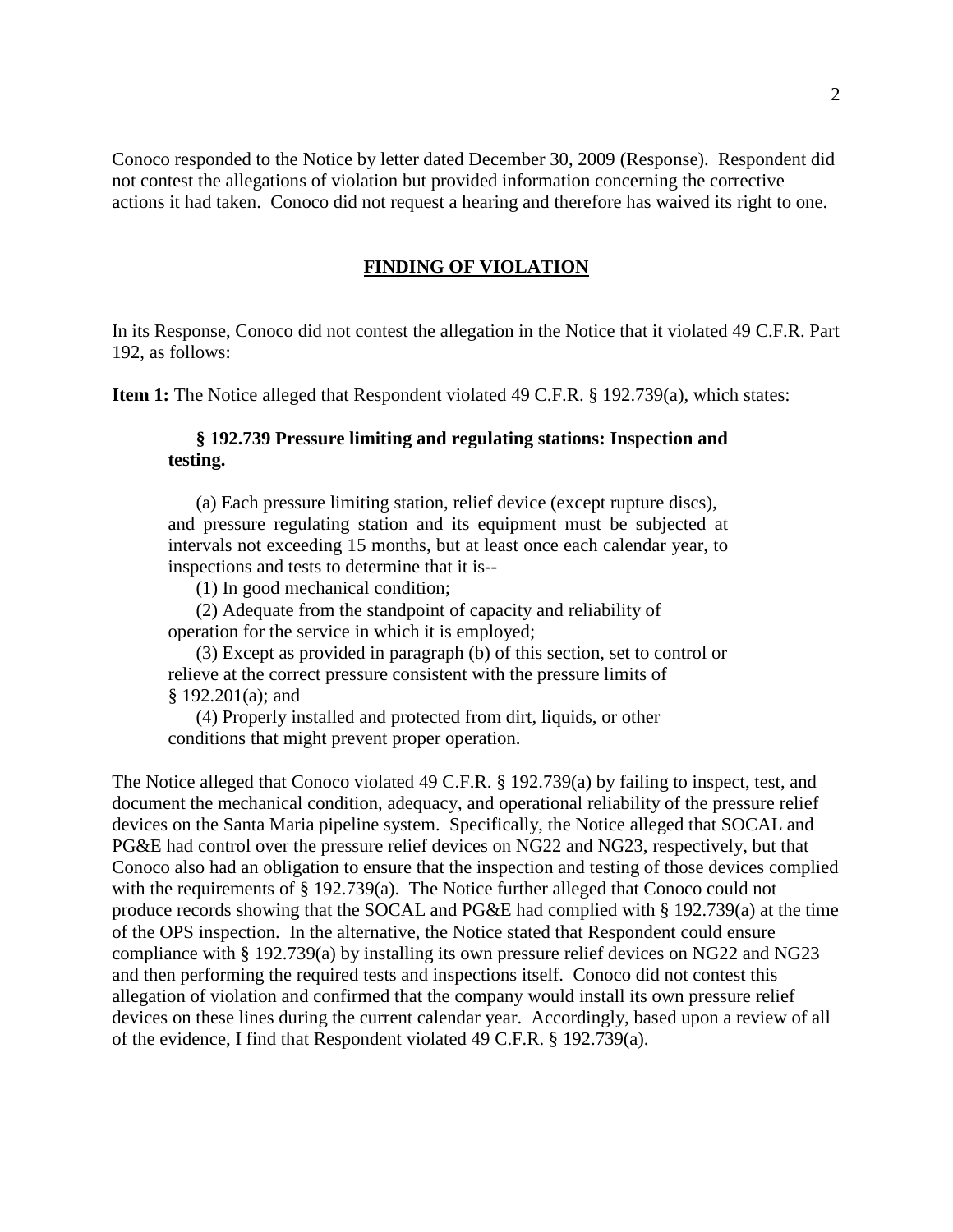Conoco responded to the Notice by letter dated December 30, 2009 (Response). Respondent did not contest the allegations of violation but provided information concerning the corrective actions it had taken. Conoco did not request a hearing and therefore has waived its right to one.

## **FINDING OF VIOLATION**

In its Response, Conoco did not contest the allegation in the Notice that it violated 49 C.F.R. Part 192, as follows:

**Item 1:** The Notice alleged that Respondent violated 49 C.F.R. § 192.739(a), which states:

> **§ 192.739 Pressure limiting and regulating stations: Inspection and testing.**
>
> (a) Each pressure limiting station, relief device (except rupture discs), and pressure regulating station and its equipment must be subjected at intervals not exceeding 15 months, but at least once each calendar year, to inspections and tests to determine that it is--
>
> (1) In good mechanical condition;
>
> (2) Adequate from the standpoint of capacity and reliability of operation for the service in which it is employed;
>
> (3) Except as provided in paragraph (b) of this section, set to control or relieve at the correct pressure consistent with the pressure limits of § 192.201(a); and
>
> (4) Properly installed and protected from dirt, liquids, or other conditions that might prevent proper operation.

The Notice alleged that Conoco violated 49 C.F.R. § 192.739(a) by failing to inspect, test, and document the mechanical condition, adequacy, and operational reliability of the pressure relief devices on the Santa Maria pipeline system. Specifically, the Notice alleged that SOCAL and PG&E had control over the pressure relief devices on NG22 and NG23, respectively, but that Conoco also had an obligation to ensure that the inspection and testing of those devices complied with the requirements of § 192.739(a). The Notice further alleged that Conoco could not produce records showing that the SOCAL and PG&E had complied with § 192.739(a) at the time of the OPS inspection. In the alternative, the Notice stated that Respondent could ensure compliance with § 192.739(a) by installing its own pressure relief devices on NG22 and NG23 and then performing the required tests and inspections itself. Conoco did not contest this allegation of violation and confirmed that the company would install its own pressure relief devices on these lines during the current calendar year. Accordingly, based upon a review of all of the evidence, I find that Respondent violated 49 C.F.R. § 192.739(a).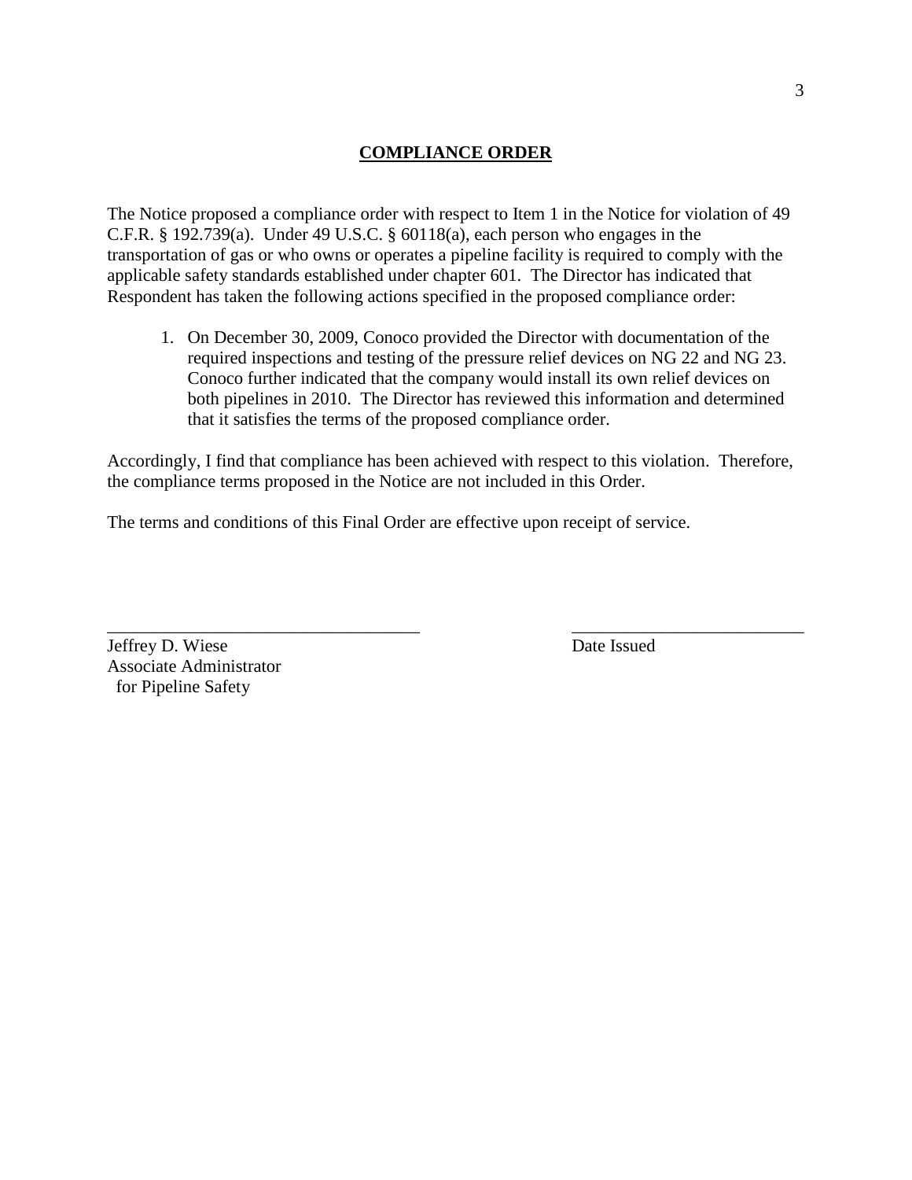## COMPLIANCE ORDER

The Notice proposed a compliance order with respect to Item 1 in the Notice for violation of 49 C.F.R. § 192.739(a). Under 49 U.S.C. § 60118(a), each person who engages in the transportation of gas or who owns or operates a pipeline facility is required to comply with the applicable safety standards established under chapter 601. The Director has indicated that Respondent has taken the following actions specified in the proposed compliance order:

1. On December 30, 2009, Conoco provided the Director with documentation of the required inspections and testing of the pressure relief devices on NG 22 and NG 23. Conoco further indicated that the company would install its own relief devices on both pipelines in 2010. The Director has reviewed this information and determined that it satisfies the terms of the proposed compliance order.

Accordingly, I find that compliance has been achieved with respect to this violation. Therefore, the compliance terms proposed in the Notice are not included in this Order.

The terms and conditions of this Final Order are effective upon receipt of service.

\_\_\_\_\_\_\_\_\_\_\_\_\_\_\_\_\_\_\_\_\_\_\_\_\_\_\_\_\_\_\_\_\_\_\_\_ \_\_\_\_\_\_\_\_\_\_\_\_\_\_\_\_\_\_\_\_\_\_\_\_\_\_\_

Jeffrey D. Wiese
Associate Administrator
for Pipeline Safety

Date Issued